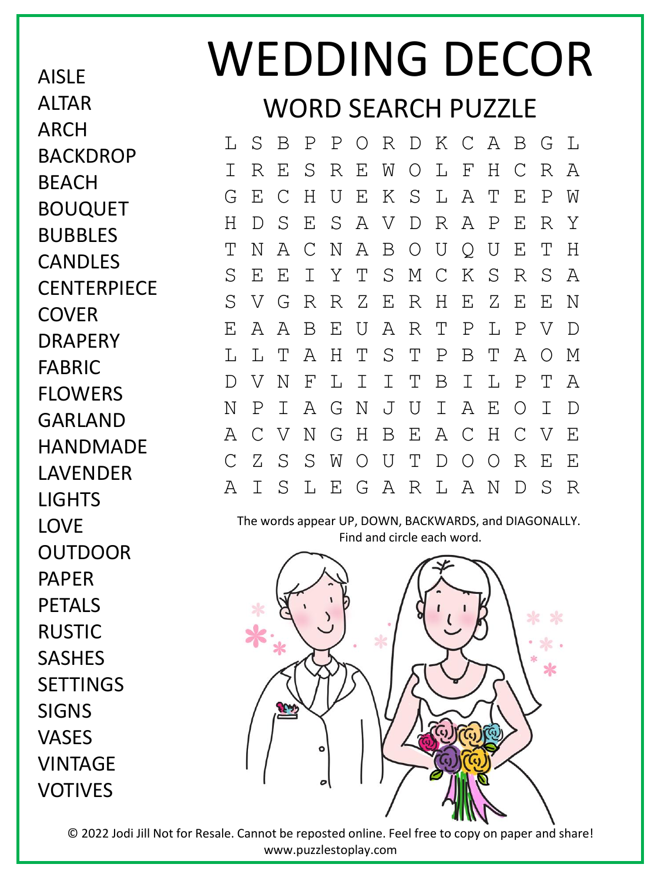# WEDDING DECOR

## WORD SEARCH PUZZLE

```
L S B P P O R D K C A B G L
I R E S R E W O L F H C R A
G E C H U E K S L A T E P W
H D S E S A V D R A P E R Y
T N A C N A B O U Q U E T H
S E E I Y T S M C K S R S A
S V G R R Z E R H E Z E E N
E A A B E U A R T P L P V D
L L T A H T S T P B T A O M
D V N F L I I T B I L P T A
N P I A G N J U I A E O I D
A C V N G H B E A C H C V E
C Z S S W O U T D O O R E E
A I S L E G A R L A N D S R
```

The words appear UP, DOWN, BACKWARDS, and DIAGONALLY.
Find and circle each word.

- AISLE
- ALTAR
- ARCH
- BACKDROP
- BEACH
- BOUQUET
- BUBBLES
- CANDLES
- CENTERPIECE
- COVER
- DRAPERY
- FABRIC
- FLOWERS
- GARLAND
- HANDMADE
- LAVENDER
- LIGHTS
- LOVE
- OUTDOOR
- PAPER
- PETALS
- RUSTIC
- SASHES
- SETTINGS
- SIGNS
- VASES
- VINTAGE
- VOTIVES

© 2022 Jodi Jill Not for Resale. Cannot be reposted online. Feel free to copy on paper and share!
www.puzzlestoplay.com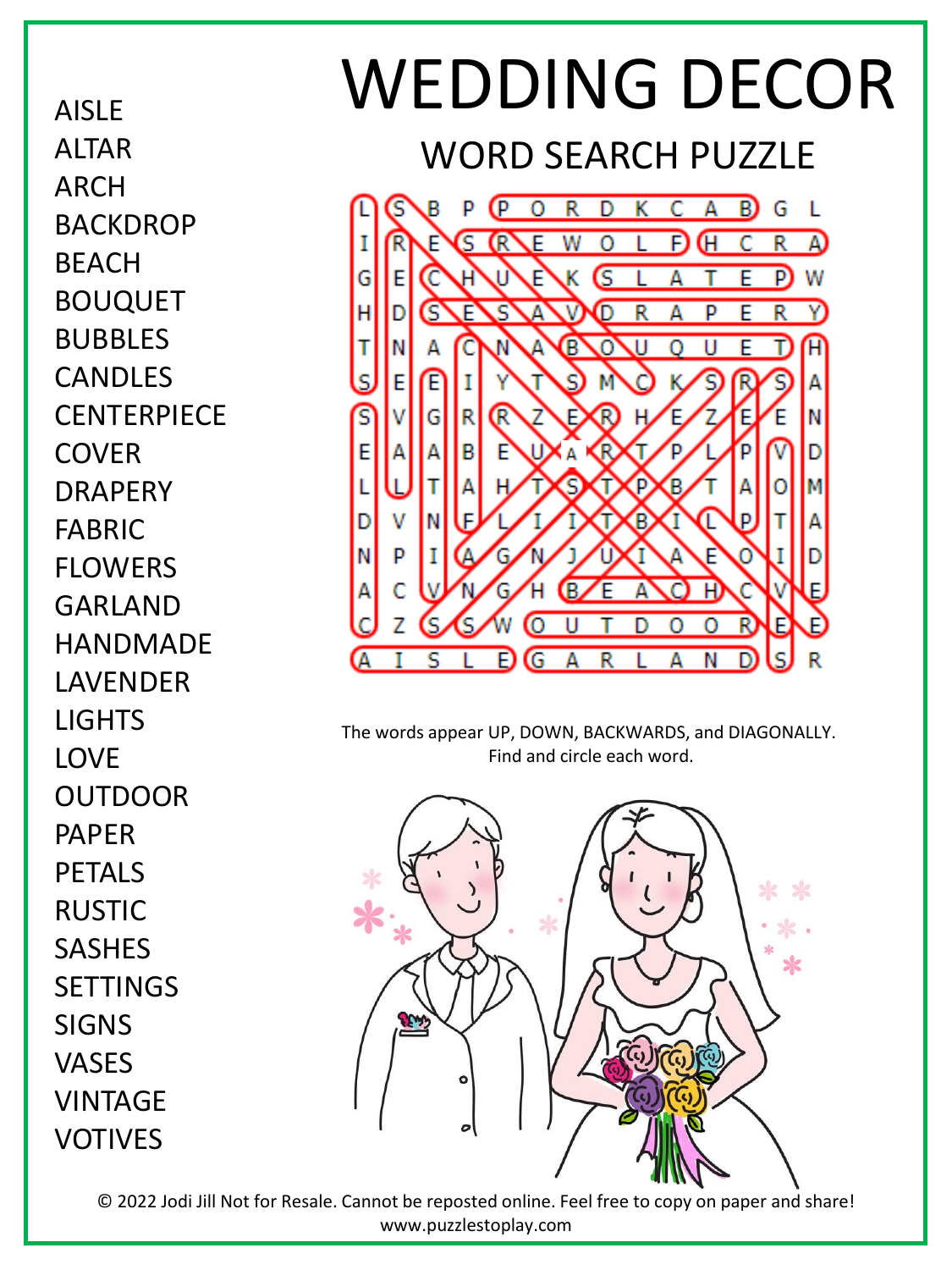# WEDDING DECOR

## WORD SEARCH PUZZLE

AISLE
ALTAR
ARCH
BACKDROP
BEACH
BOUQUET
BUBBLES
CANDLES
CENTERPIECE
COVER
DRAPERY
FABRIC
FLOWERS
GARLAND
HANDMADE
LAVENDER
LIGHTS
LOVE
OUTDOOR
PAPER
PETALS
RUSTIC
SASHES
SETTINGS
SIGNS
VASES
VINTAGE
VOTIVES

| | | | | | | | | | | | | | |
|---|---|---|---|---|---|---|---|---|---|---|---|---|---|
| L | S | B | P | P | O | R | D | K | C | A | B | G | L |
| I | R | E | S | R | E | W | O | L | F | H | C | R | A |
| G | E | C | H | U | E | K | S | L | A | T | E | P | W |
| H | D | S | E | S | A | V | D | R | A | P | E | R | Y |
| T | N | A | C | N | A | B | O | U | Q | U | E | T | H |
| S | E | E | I | Y | T | S | M | C | K | S | R | S | A |
| S | V | G | R | R | Z | E | R | H | E | Z | E | E | N |
| E | A | A | B | E | U | A | R | T | P | L | P | V | D |
| L | L | T | A | H | T | S | T | P | B | T | A | O | M |
| D | V | N | F | L | I | I | T | B | I | L | P | T | A |
| N | P | I | A | G | N | J | U | I | A | E | O | I | D |
| A | C | V | N | G | H | B | E | A | C | H | C | V | E |
| C | Z | S | S | W | O | U | T | D | O | O | R | E | E |
| A | I | S | L | E | G | A | R | L | A | N | D | S | R |

The words appear UP, DOWN, BACKWARDS, and DIAGONALLY.
Find and circle each word.

© 2022 Jodi Jill Not for Resale. Cannot be reposted online. Feel free to copy on paper and share!
www.puzzlestoplay.com